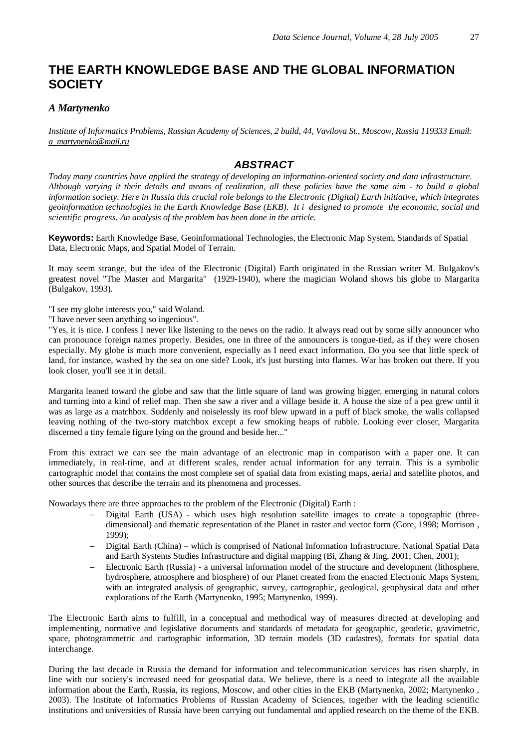# THE EARTH KNOWLEDGE BASE AND THE GLOBAL INFORMATION SOCIETY

***A Martynenko***

*Institute of Informatics Problems, Russian Academy of Sciences, 2 build, 44, Vavilova St., Moscow, Russia 119333 Email: a_martynenko@mail.ru*

## ABSTRACT

*Today many countries have applied the strategy of developing an information-oriented society and data infrastructure. Although varying it their details and means of realization, all these policies have the same aim - to build a global information society. Here in Russia this crucial role belongs to the Electronic (Digital) Earth initiative, which integrates geoinformation technologies in the Earth Knowledge Base (EKB). It i designed to promote the economic, social and scientific progress. An analysis of the problem has been done in the article.*

**Keywords:** Earth Knowledge Base, Geoinformational Technologies, the Electronic Map System, Standards of Spatial Data, Electronic Maps, and Spatial Model of Terrain.

It may seem strange, but the idea of the Electronic (Digital) Earth originated in the Russian writer M. Bulgakov's greatest novel "The Master and Margarita" (1929-1940), where the magician Woland shows his globe to Margarita (Bulgakov, 1993).

"I see my globe interests you," said Woland.

"I have never seen anything so ingenious".

"Yes, it is nice. I confess I never like listening to the news on the radio. It always read out by some silly announcer who can pronounce foreign names properly. Besides, one in three of the announcers is tongue-tied, as if they were chosen especially. My globe is much more convenient, especially as I need exact information. Do you see that little speck of land, for instance, washed by the sea on one side? Look, it's just bursting into flames. War has broken out there. If you look closer, you'll see it in detail.

Margarita leaned toward the globe and saw that the little square of land was growing bigger, emerging in natural colors and turning into a kind of relief map. Then she saw a river and a village beside it. A house the size of a pea grew until it was as large as a matchbox. Suddenly and noiselessly its roof blew upward in a puff of black smoke, the walls collapsed leaving nothing of the two-story matchbox except a few smoking heaps of rubble. Looking ever closer, Margarita discerned a tiny female figure lying on the ground and beside her..."

From this extract we can see the main advantage of an electronic map in comparison with a paper one. It can immediately, in real-time, and at different scales, render actual information for any terrain. This is a symbolic cartographic model that contains the most complete set of spatial data from existing maps, aerial and satellite photos, and other sources that describe the terrain and its phenomena and processes.

Nowadays there are three approaches to the problem of the Electronic (Digital) Earth :

- Digital Earth (USA) - which uses high resolution satellite images to create a topographic (three-dimensional) and thematic representation of the Planet in raster and vector form (Gore, 1998; Morrison , 1999);
- Digital Earth (China) – which is comprised of National Information Infrastructure, National Spatial Data and Earth Systems Studies Infrastructure and digital mapping (Bi, Zhang & Jing, 2001; Chen, 2001);
- Electronic Earth (Russia) - a universal information model of the structure and development (lithosphere, hydrosphere, atmosphere and biosphere) of our Planet created from the enacted Electronic Maps System, with an integrated analysis of geographic, survey, cartographic, geological, geophysical data and other explorations of the Earth (Martynenko, 1995; Martynenko, 1999).

The Electronic Earth aims to fulfill, in a conceptual and methodical way of measures directed at developing and implementing, normative and legislative documents and standards of metadata for geographic, geodetic, gravimetric, space, photogrammetric and cartographic information, 3D terrain models (3D cadastres), formats for spatial data interchange.

During the last decade in Russia the demand for information and telecommunication services has risen sharply, in line with our society's increased need for geospatial data. We believe, there is a need to integrate all the available information about the Earth, Russia, its regions, Moscow, and other cities in the EKB (Martynenko, 2002; Martynenko , 2003). The Institute of Informatics Problems of Russian Academy of Sciences, together with the leading scientific institutions and universities of Russia have been carrying out fundamental and applied research on the theme of the EKB.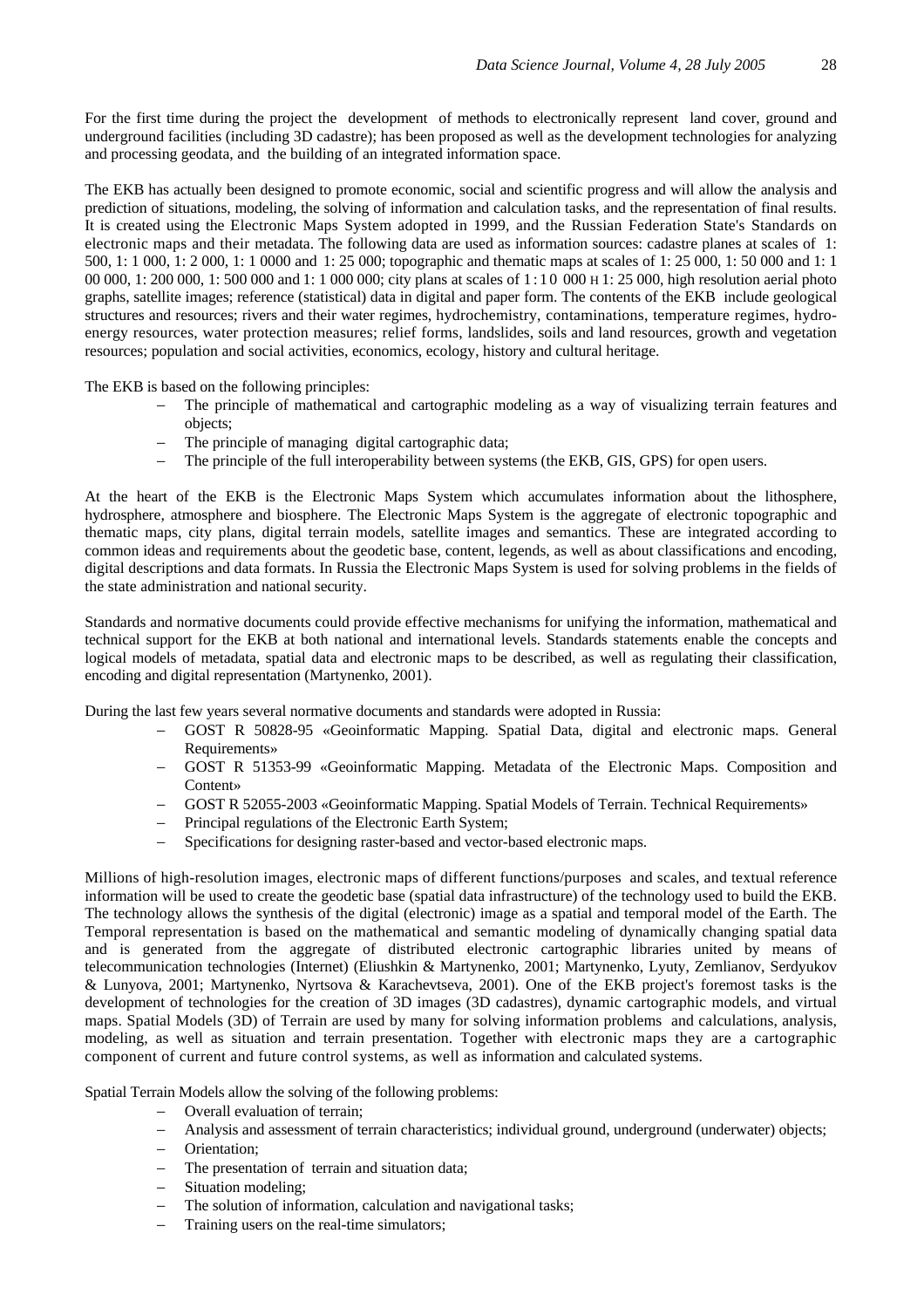For the first time during the project the development of methods to electronically represent land cover, ground and underground facilities (including 3D cadastre); has been proposed as well as the development technologies for analyzing and processing geodata, and the building of an integrated information space.

The EKB has actually been designed to promote economic, social and scientific progress and will allow the analysis and prediction of situations, modeling, the solving of information and calculation tasks, and the representation of final results. It is created using the Electronic Maps System adopted in 1999, and the Russian Federation State's Standards on electronic maps and their metadata. The following data are used as information sources: cadastre planes at scales of 1: 500, 1: 1 000, 1: 2 000, 1: 1 0000 and 1: 25 000; topographic and thematic maps at scales of 1: 25 000, 1: 50 000 and 1: 1 00 000, 1: 200 000, 1: 500 000 and 1: 1 000 000; city plans at scales of 1 : 1 0 000 и 1: 25 000, high resolution aerial photo graphs, satellite images; reference (statistical) data in digital and paper form. The contents of the EKB include geological structures and resources; rivers and their water regimes, hydrochemistry, contaminations, temperature regimes, hydro-energy resources, water protection measures; relief forms, landslides, soils and land resources, growth and vegetation resources; population and social activities, economics, ecology, history and cultural heritage.

The EKB is based on the following principles:

- The principle of mathematical and cartographic modeling as a way of visualizing terrain features and objects;
- The principle of managing digital cartographic data;
- The principle of the full interoperability between systems (the EKB, GIS, GPS) for open users.

At the heart of the EKB is the Electronic Maps System which accumulates information about the lithosphere, hydrosphere, atmosphere and biosphere. The Electronic Maps System is the aggregate of electronic topographic and thematic maps, city plans, digital terrain models, satellite images and semantics. These are integrated according to common ideas and requirements about the geodetic base, content, legends, as well as about classifications and encoding, digital descriptions and data formats. In Russia the Electronic Maps System is used for solving problems in the fields of the state administration and national security.

Standards and normative documents could provide effective mechanisms for unifying the information, mathematical and technical support for the EKB at both national and international levels. Standards statements enable the concepts and logical models of metadata, spatial data and electronic maps to be described, as well as regulating their classification, encoding and digital representation (Martynenko, 2001).

During the last few years several normative documents and standards were adopted in Russia:

- GOST R 50828-95 «Geoinformatic Mapping. Spatial Data, digital and electronic maps. General Requirements»
- GOST R 51353-99 «Geoinformatic Mapping. Metadata of the Electronic Maps. Composition and Content»
- GOST R 52055-2003 «Geoinformatic Mapping. Spatial Models of Terrain. Technical Requirements»
- Principal regulations of the Electronic Earth System;
- Specifications for designing raster-based and vector-based electronic maps.

Millions of high-resolution images, electronic maps of different functions/purposes and scales, and textual reference information will be used to create the geodetic base (spatial data infrastructure) of the technology used to build the EKB. The technology allows the synthesis of the digital (electronic) image as a spatial and temporal model of the Earth. The Temporal representation is based on the mathematical and semantic modeling of dynamically changing spatial data and is generated from the aggregate of distributed electronic cartographic libraries united by means of telecommunication technologies (Internet) (Eliushkin & Martynenko, 2001; Martynenko, Lyuty, Zemlianov, Serdyukov & Lunyova, 2001; Martynenko, Nyrtsova & Karachevtseva, 2001). One of the EKB project's foremost tasks is the development of technologies for the creation of 3D images (3D cadastres), dynamic cartographic models, and virtual maps. Spatial Models (3D) of Terrain are used by many for solving information problems and calculations, analysis, modeling, as well as situation and terrain presentation. Together with electronic maps they are a cartographic component of current and future control systems, as well as information and calculated systems.

Spatial Terrain Models allow the solving of the following problems:

- Overall evaluation of terrain;
- Analysis and assessment of terrain characteristics; individual ground, underground (underwater) objects;
- Orientation;
- The presentation of terrain and situation data;
- Situation modeling;
- The solution of information, calculation and navigational tasks;
- Training users on the real-time simulators;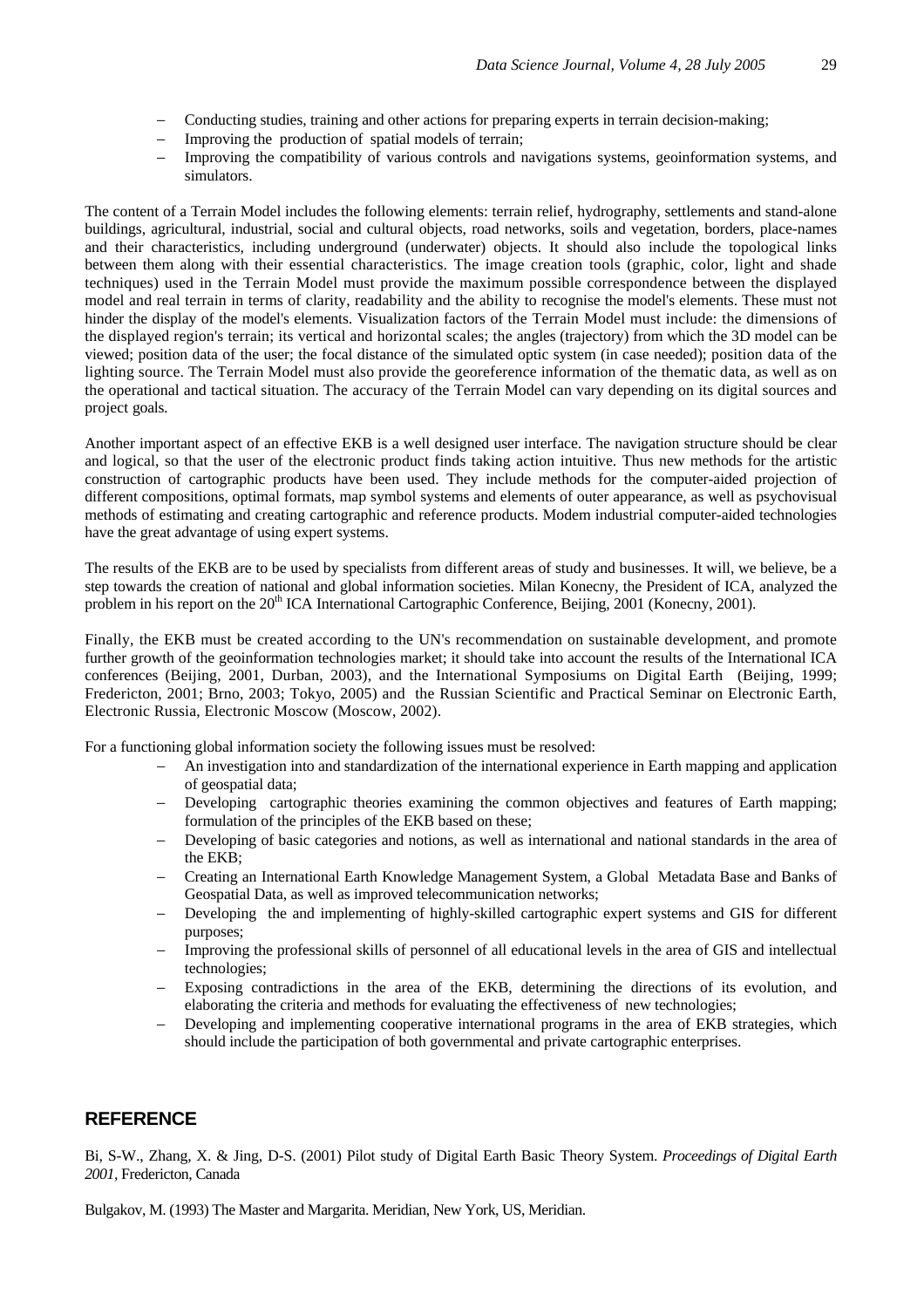- Conducting studies, training and other actions for preparing experts in terrain decision-making;
- Improving the production of spatial models of terrain;
- Improving the compatibility of various controls and navigations systems, geoinformation systems, and simulators.

The content of a Terrain Model includes the following elements: terrain relief, hydrography, settlements and stand-alone buildings, agricultural, industrial, social and cultural objects, road networks, soils and vegetation, borders, place-names and their characteristics, including underground (underwater) objects. It should also include the topological links between them along with their essential characteristics. The image creation tools (graphic, color, light and shade techniques) used in the Terrain Model must provide the maximum possible correspondence between the displayed model and real terrain in terms of clarity, readability and the ability to recognise the model's elements. These must not hinder the display of the model's elements. Visualization factors of the Terrain Model must include: the dimensions of the displayed region's terrain; its vertical and horizontal scales; the angles (trajectory) from which the 3D model can be viewed; position data of the user; the focal distance of the simulated optic system (in case needed); position data of the lighting source. The Terrain Model must also provide the georeference information of the thematic data, as well as on the operational and tactical situation. The accuracy of the Terrain Model can vary depending on its digital sources and project goals.

Another important aspect of an effective EKB is a well designed user interface. The navigation structure should be clear and logical, so that the user of the electronic product finds taking action intuitive. Thus new methods for the artistic construction of cartographic products have been used. They include methods for the computer-aided projection of different compositions, optimal formats, map symbol systems and elements of outer appearance, as well as psychovisual methods of estimating and creating cartographic and reference products. Modem industrial computer-aided technologies have the great advantage of using expert systems.

The results of the EKB are to be used by specialists from different areas of study and businesses. It will, we believe, be a step towards the creation of national and global information societies. Milan Konecny, the President of ICA, analyzed the problem in his report on the 20th ICA International Cartographic Conference, Beijing, 2001 (Konecny, 2001).

Finally, the EKB must be created according to the UN's recommendation on sustainable development, and promote further growth of the geoinformation technologies market; it should take into account the results of the International ICA conferences (Beijing, 2001, Durban, 2003), and the International Symposiums on Digital Earth (Beijing, 1999; Fredericton, 2001; Brno, 2003; Tokyo, 2005) and the Russian Scientific and Practical Seminar on Electronic Earth, Electronic Russia, Electronic Moscow (Moscow, 2002).

For a functioning global information society the following issues must be resolved:

- An investigation into and standardization of the international experience in Earth mapping and application of geospatial data;
- Developing cartographic theories examining the common objectives and features of Earth mapping; formulation of the principles of the EKB based on these;
- Developing of basic categories and notions, as well as international and national standards in the area of the EKB;
- Creating an International Earth Knowledge Management System, a Global Metadata Base and Banks of Geospatial Data, as well as improved telecommunication networks;
- Developing the and implementing of highly-skilled cartographic expert systems and GIS for different purposes;
- Improving the professional skills of personnel of all educational levels in the area of GIS and intellectual technologies;
- Exposing contradictions in the area of the EKB, determining the directions of its evolution, and elaborating the criteria and methods for evaluating the effectiveness of new technologies;
- Developing and implementing cooperative international programs in the area of EKB strategies, which should include the participation of both governmental and private cartographic enterprises.

## REFERENCE

Bi, S-W., Zhang, X. & Jing, D-S. (2001) Pilot study of Digital Earth Basic Theory System. *Proceedings of Digital Earth 2001*, Fredericton, Canada

Bulgakov, M. (1993) The Master and Margarita. Meridian, New York, US, Meridian.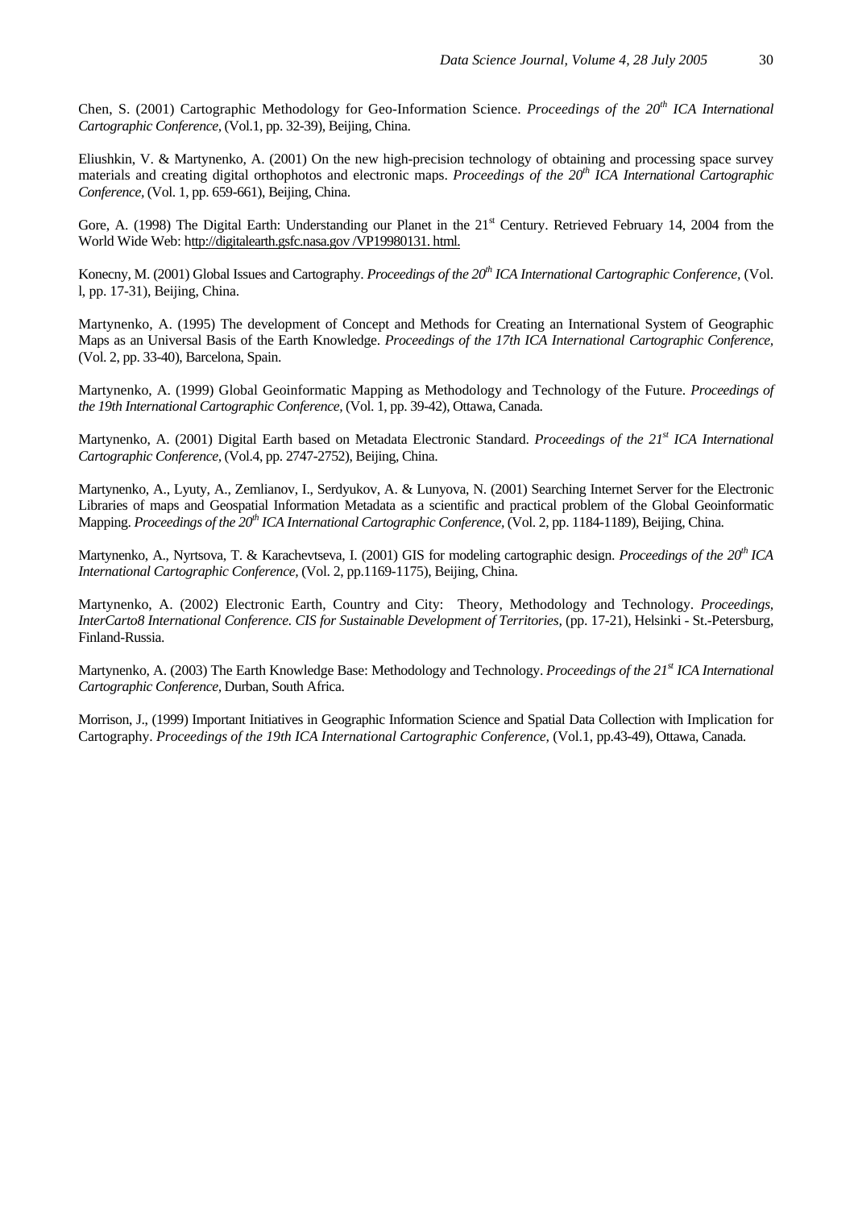Chen, S. (2001) Cartographic Methodology for Geo-Information Science. *Proceedings of the 20th ICA International Cartographic Conference,* (Vol.1, pp. 32-39), Beijing, China.

Eliushkin, V. & Martynenko, A. (2001) On the new high-precision technology of obtaining and processing space survey materials and creating digital orthophotos and electronic maps. *Proceedings of the 20th ICA International Cartographic Conference,* (Vol. 1, pp. 659-661), Beijing, China.

Gore, A. (1998) The Digital Earth: Understanding our Planet in the 21st Century. Retrieved February 14, 2004 from the World Wide Web: http://digitalearth.gsfc.nasa.gov /VP19980131. html.

Konecny, M. (2001) Global Issues and Cartography. *Proceedings of the 20th ICA International Cartographic Conference,* (Vol. l, pp. 17-31), Beijing, China.

Martynenko, A. (1995) The development of Concept and Methods for Creating an International System of Geographic Maps as an Universal Basis of the Earth Knowledge. *Proceedings of the 17th ICA International Cartographic Conference,* (Vol. 2, pp. 33-40), Barcelona, Spain.

Martynenko, A. (1999) Global Geoinformatic Mapping as Methodology and Technology of the Future. *Proceedings of the 19th International Cartographic Conference,* (Vol. 1, pp. 39-42), Ottawa, Canada.

Martynenko, A. (2001) Digital Earth based on Metadata Electronic Standard. *Proceedings of the 21st ICA International Cartographic Conference,* (Vol.4, pp. 2747-2752), Beijing, China.

Martynenko, A., Lyuty, A., Zemlianov, I., Serdyukov, A. & Lunyova, N. (2001) Searching Internet Server for the Electronic Libraries of maps and Geospatial Information Metadata as a scientific and practical problem of the Global Geoinformatic Mapping. *Proceedings of the 20th ICA International Cartographic Conference,* (Vol. 2, pp. 1184-1189), Beijing, China.

Martynenko, A., Nyrtsova, T. & Karachevtseva, I. (2001) GIS for modeling cartographic design. *Proceedings of the 20th ICA International Cartographic Conference,* (Vol. 2, pp.1169-1175), Beijing, China.

Martynenko, A. (2002) Electronic Earth, Country and City: Theory, Methodology and Technology. *Proceedings, InterCarto8 International Conference. CIS for Sustainable Development of Territories,* (pp. 17-21), Helsinki - St.-Petersburg, Finland-Russia.

Martynenko, A. (2003) The Earth Knowledge Base: Methodology and Technology. *Proceedings of the 21st ICA International Cartographic Conference,* Durban, South Africa.

Morrison, J., (1999) Important Initiatives in Geographic Information Science and Spatial Data Collection with Implication for Cartography. *Proceedings of the 19th ICA International Cartographic Conference,* (Vol.1, pp.43-49), Ottawa, Canada.